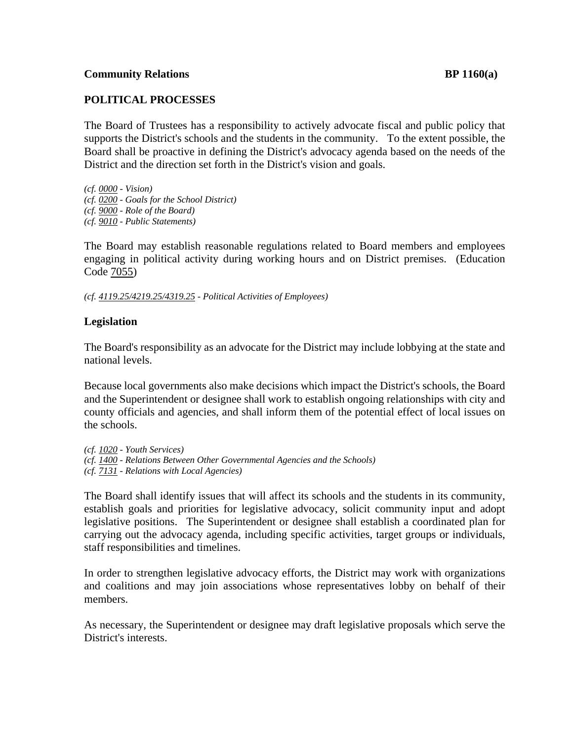**Community Relations** **BP 1160(a)**

## POLITICAL PROCESSES

The Board of Trustees has a responsibility to actively advocate fiscal and public policy that supports the District's schools and the students in the community. To the extent possible, the Board shall be proactive in defining the District's advocacy agenda based on the needs of the District and the direction set forth in the District's vision and goals.

*(cf. 0000 - Vision)*
*(cf. 0200 - Goals for the School District)*
*(cf. 9000 - Role of the Board)*
*(cf. 9010 - Public Statements)*

The Board may establish reasonable regulations related to Board members and employees engaging in political activity during working hours and on District premises. (Education Code 7055)

*(cf. 4119.25/4219.25/4319.25 - Political Activities of Employees)*

### Legislation

The Board's responsibility as an advocate for the District may include lobbying at the state and national levels.

Because local governments also make decisions which impact the District's schools, the Board and the Superintendent or designee shall work to establish ongoing relationships with city and county officials and agencies, and shall inform them of the potential effect of local issues on the schools.

*(cf. 1020 - Youth Services)*
*(cf. 1400 - Relations Between Other Governmental Agencies and the Schools)*
*(cf. 7131 - Relations with Local Agencies)*

The Board shall identify issues that will affect its schools and the students in its community, establish goals and priorities for legislative advocacy, solicit community input and adopt legislative positions. The Superintendent or designee shall establish a coordinated plan for carrying out the advocacy agenda, including specific activities, target groups or individuals, staff responsibilities and timelines.

In order to strengthen legislative advocacy efforts, the District may work with organizations and coalitions and may join associations whose representatives lobby on behalf of their members.

As necessary, the Superintendent or designee may draft legislative proposals which serve the District's interests.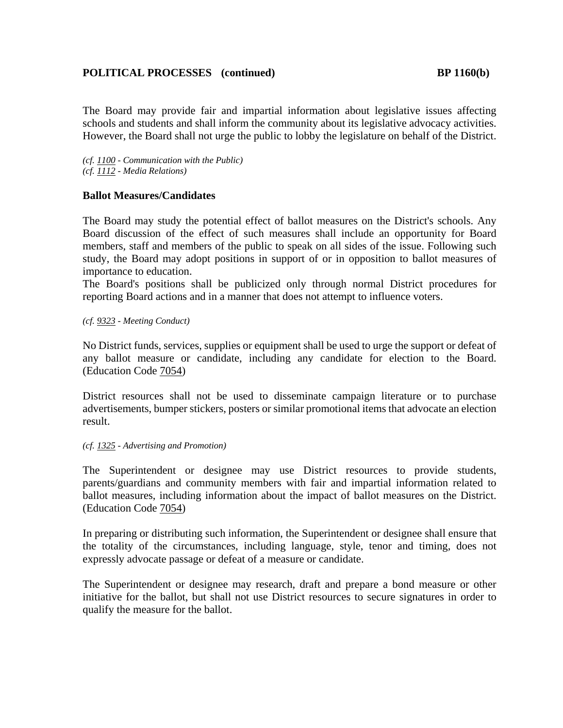The Board may provide fair and impartial information about legislative issues affecting schools and students and shall inform the community about its legislative advocacy activities. However, the Board shall not urge the public to lobby the legislature on behalf of the District.

*(cf. 1100 - Communication with the Public)*
*(cf. 1112 - Media Relations)*

**Ballot Measures/Candidates**

The Board may study the potential effect of ballot measures on the District's schools. Any Board discussion of the effect of such measures shall include an opportunity for Board members, staff and members of the public to speak on all sides of the issue. Following such study, the Board may adopt positions in support of or in opposition to ballot measures of importance to education.
The Board's positions shall be publicized only through normal District procedures for reporting Board actions and in a manner that does not attempt to influence voters.

*(cf. 9323 - Meeting Conduct)*

No District funds, services, supplies or equipment shall be used to urge the support or defeat of any ballot measure or candidate, including any candidate for election to the Board. (Education Code 7054)

District resources shall not be used to disseminate campaign literature or to purchase advertisements, bumper stickers, posters or similar promotional items that advocate an election result.

*(cf. 1325 - Advertising and Promotion)*

The Superintendent or designee may use District resources to provide students, parents/guardians and community members with fair and impartial information related to ballot measures, including information about the impact of ballot measures on the District. (Education Code 7054)

In preparing or distributing such information, the Superintendent or designee shall ensure that the totality of the circumstances, including language, style, tenor and timing, does not expressly advocate passage or defeat of a measure or candidate.

The Superintendent or designee may research, draft and prepare a bond measure or other initiative for the ballot, but shall not use District resources to secure signatures in order to qualify the measure for the ballot.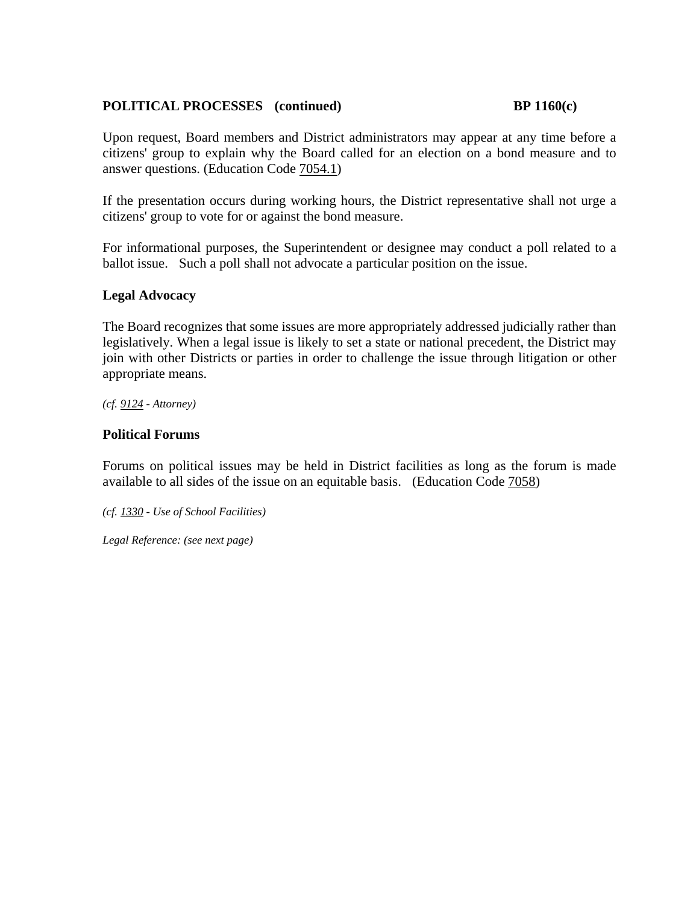Upon request, Board members and District administrators may appear at any time before a citizens' group to explain why the Board called for an election on a bond measure and to answer questions. (Education Code 7054.1)

If the presentation occurs during working hours, the District representative shall not urge a citizens' group to vote for or against the bond measure.

For informational purposes, the Superintendent or designee may conduct a poll related to a ballot issue. Such a poll shall not advocate a particular position on the issue.

**Legal Advocacy**

The Board recognizes that some issues are more appropriately addressed judicially rather than legislatively. When a legal issue is likely to set a state or national precedent, the District may join with other Districts or parties in order to challenge the issue through litigation or other appropriate means.

*(cf. 9124 - Attorney)*

**Political Forums**

Forums on political issues may be held in District facilities as long as the forum is made available to all sides of the issue on an equitable basis. (Education Code 7058)

*(cf. 1330 - Use of School Facilities)*

*Legal Reference: (see next page)*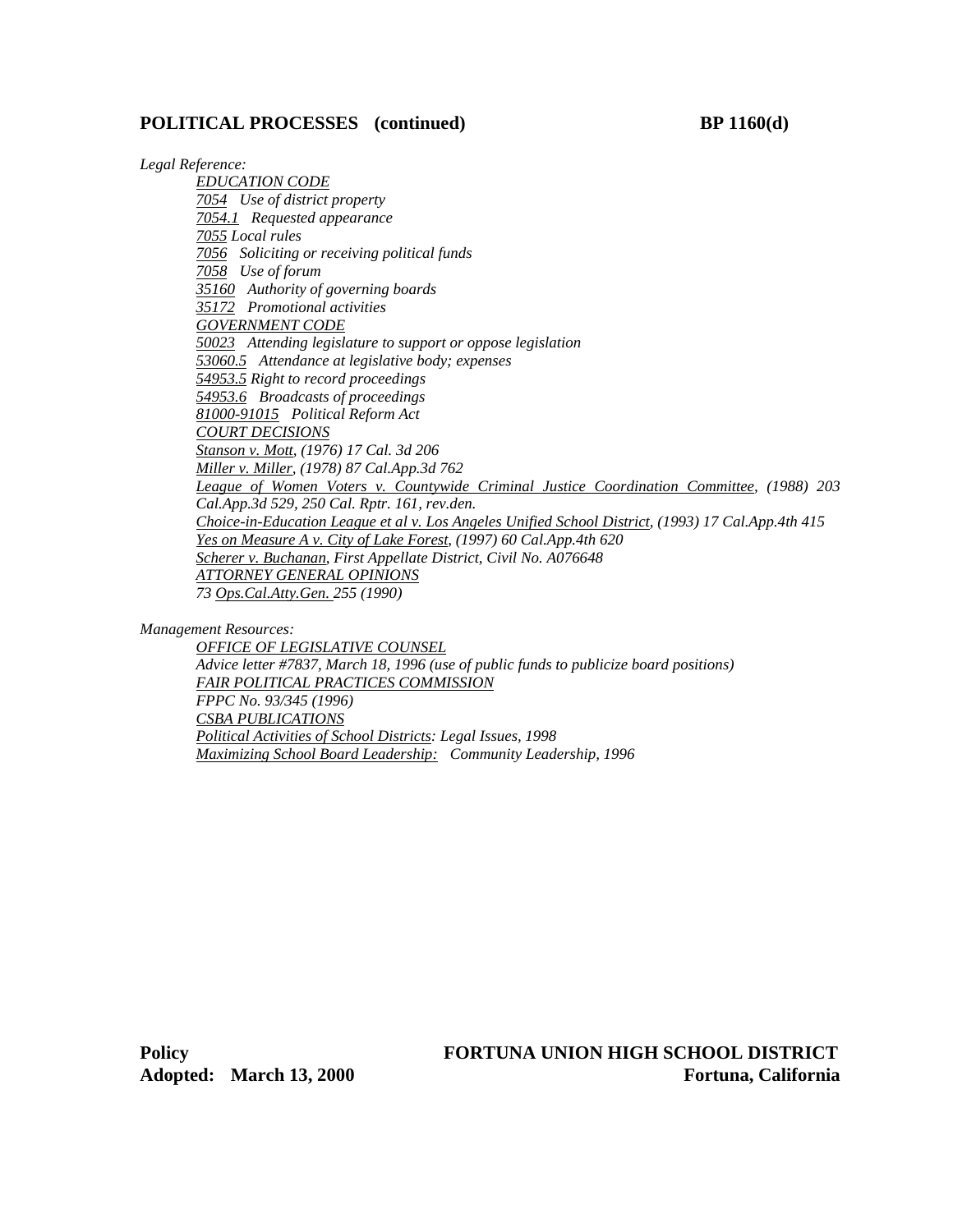*Legal Reference:*

*EDUCATION CODE*

*7054 Use of district property*

*7054.1 Requested appearance*

*7055 Local rules*

*7056 Soliciting or receiving political funds*

*7058 Use of forum*

*35160 Authority of governing boards*

*35172 Promotional activities*

*GOVERNMENT CODE*

*50023 Attending legislature to support or oppose legislation*

*53060.5 Attendance at legislative body; expenses*

*54953.5 Right to record proceedings*

*54953.6 Broadcasts of proceedings*

*81000-91015 Political Reform Act*

*COURT DECISIONS*

*Stanson v. Mott, (1976) 17 Cal. 3d 206*

*Miller v. Miller, (1978) 87 Cal.App.3d 762*

*League of Women Voters v. Countywide Criminal Justice Coordination Committee, (1988) 203 Cal.App.3d 529, 250 Cal. Rptr. 161, rev.den.*

*Choice-in-Education League et al v. Los Angeles Unified School District, (1993) 17 Cal.App.4th 415*

*Yes on Measure A v. City of Lake Forest, (1997) 60 Cal.App.4th 620*

*Scherer v. Buchanan, First Appellate District, Civil No. A076648*

*ATTORNEY GENERAL OPINIONS*

*73 Ops.Cal.Atty.Gen. 255 (1990)*

*Management Resources:*

*OFFICE OF LEGISLATIVE COUNSEL*

*Advice letter #7837, March 18, 1996 (use of public funds to publicize board positions)*

*FAIR POLITICAL PRACTICES COMMISSION*

*FPPC No. 93/345 (1996)*

*CSBA PUBLICATIONS*

*Political Activities of School Districts: Legal Issues, 1998*

*Maximizing School Board Leadership: Community Leadership, 1996*

**Policy** **FORTUNA UNION HIGH SCHOOL DISTRICT**

**Adopted: March 13, 2000** **Fortuna, California**